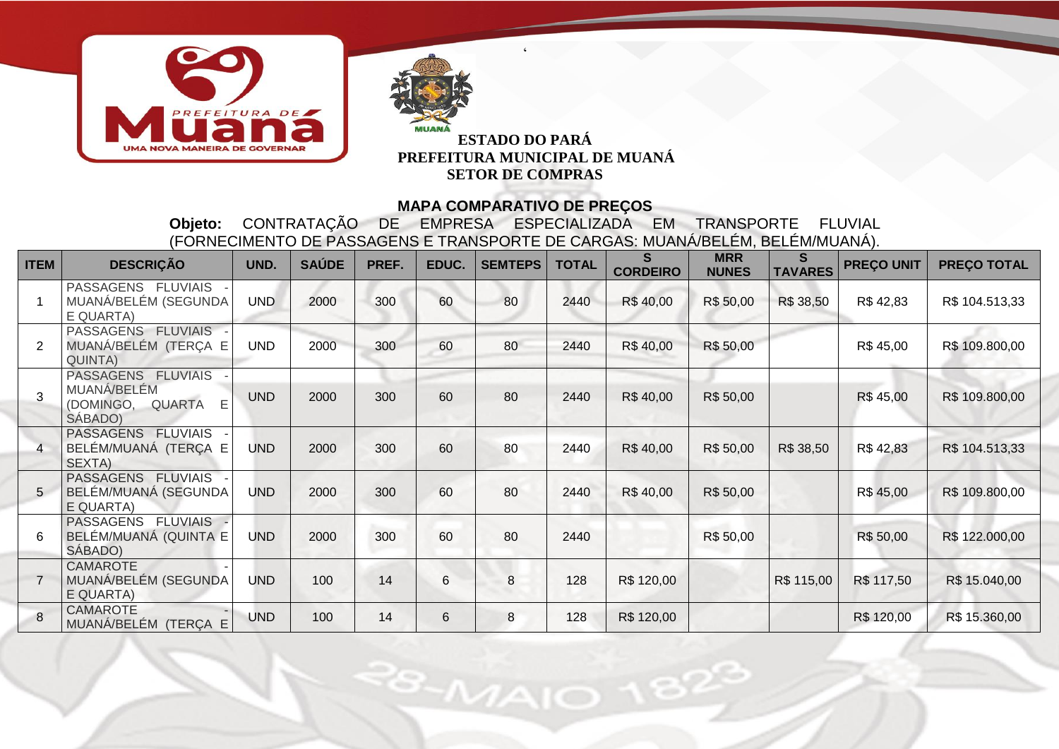**ESTADO DO PARÁ**
**PREFEITURA MUNICIPAL DE MUANÁ**
**SETOR DE COMPRAS**

## MAPA COMPARATIVO DE PREÇOS

**Objeto:** CONTRATAÇÃO DE EMPRESA ESPECIALIZADA EM TRANSPORTE FLUVIAL (FORNECIMENTO DE PASSAGENS E TRANSPORTE DE CARGAS: MUANÁ/BELÉM, BELÉM/MUANÁ).

| ITEM | DESCRIÇÃO | UND. | SAÚDE | PREF. | EDUC. | SEMTEPS | TOTAL | S CORDEIRO | MRR NUNES | S TAVARES | PREÇO UNIT | PREÇO TOTAL |
|---|---|---|---|---|---|---|---|---|---|---|---|---|
| 1 | PASSAGENS FLUVIAIS - MUANÁ/BELÉM (SEGUNDA E QUARTA) | UND | 2000 | 300 | 60 | 80 | 2440 | R$ 40,00 | R$ 50,00 | R$ 38,50 | R$ 42,83 | R$ 104.513,33 |
| 2 | PASSAGENS FLUVIAIS - MUANÁ/BELÉM (TERÇA E QUINTA) | UND | 2000 | 300 | 60 | 80 | 2440 | R$ 40,00 | R$ 50,00 | | R$ 45,00 | R$ 109.800,00 |
| 3 | PASSAGENS FLUVIAIS - MUANÁ/BELÉM (DOMINGO, QUARTA E SÁBADO) | UND | 2000 | 300 | 60 | 80 | 2440 | R$ 40,00 | R$ 50,00 | | R$ 45,00 | R$ 109.800,00 |
| 4 | PASSAGENS FLUVIAIS - BELÉM/MUANÁ (TERÇA E SEXTA) | UND | 2000 | 300 | 60 | 80 | 2440 | R$ 40,00 | R$ 50,00 | R$ 38,50 | R$ 42,83 | R$ 104.513,33 |
| 5 | PASSAGENS FLUVIAIS - BELÉM/MUANÁ (SEGUNDA E QUARTA) | UND | 2000 | 300 | 60 | 80 | 2440 | R$ 40,00 | R$ 50,00 | | R$ 45,00 | R$ 109.800,00 |
| 6 | PASSAGENS FLUVIAIS - BELÉM/MUANÁ (QUINTA E SÁBADO) | UND | 2000 | 300 | 60 | 80 | 2440 | | R$ 50,00 | | R$ 50,00 | R$ 122.000,00 |
| 7 | CAMAROTE - MUANÁ/BELÉM (SEGUNDA E QUARTA) | UND | 100 | 14 | 6 | 8 | 128 | R$ 120,00 | | R$ 115,00 | R$ 117,50 | R$ 15.040,00 |
| 8 | CAMAROTE - MUANÁ/BELÉM (TERÇA E | UND | 100 | 14 | 6 | 8 | 128 | R$ 120,00 | | | R$ 120,00 | R$ 15.360,00 |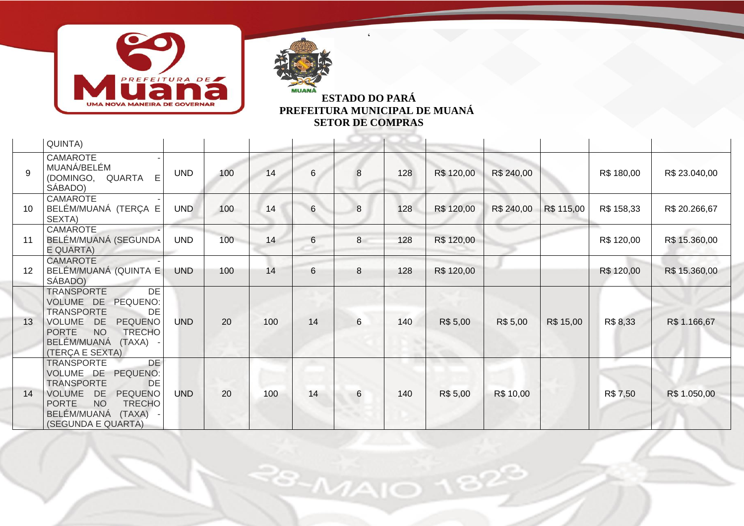| | | | | | | | | | | | | |
|---|---|---|---|---|---|---|---|---|---|---|---|---|
| | QUINTA) | | | | | | | | | | | |
| 9 | CAMAROTE - MUANÁ/BELÉM (DOMINGO, QUARTA E SÁBADO) | UND | 100 | 14 | 6 | 8 | 128 | R$ 120,00 | R$ 240,00 | | R$ 180,00 | R$ 23.040,00 |
| 10 | CAMAROTE - BELÉM/MUANÁ (TERÇA E SEXTA) | UND | 100 | 14 | 6 | 8 | 128 | R$ 120,00 | R$ 240,00 | R$ 115,00 | R$ 158,33 | R$ 20.266,67 |
| 11 | CAMAROTE - BELÉM/MUANÁ (SEGUNDA E QUARTA) | UND | 100 | 14 | 6 | 8 | 128 | R$ 120,00 | | | R$ 120,00 | R$ 15.360,00 |
| 12 | CAMAROTE - BELÉM/MUANÁ (QUINTA E SÁBADO) | UND | 100 | 14 | 6 | 8 | 128 | R$ 120,00 | | | R$ 120,00 | R$ 15.360,00 |
| 13 | TRANSPORTE DE VOLUME DE PEQUENO: TRANSPORTE DE VOLUME DE PEQUENO PORTE NO TRECHO BELÉM/MUANÁ (TAXA) - (TERÇA E SEXTA) | UND | 20 | 100 | 14 | 6 | 140 | R$ 5,00 | R$ 5,00 | R$ 15,00 | R$ 8,33 | R$ 1.166,67 |
| 14 | TRANSPORTE DE VOLUME DE PEQUENO: TRANSPORTE DE VOLUME DE PEQUENO PORTE NO TRECHO BELÉM/MUANÁ (TAXA) - (SEGUNDA E QUARTA) | UND | 20 | 100 | 14 | 6 | 140 | R$ 5,00 | R$ 10,00 | | R$ 7,50 | R$ 1.050,00 |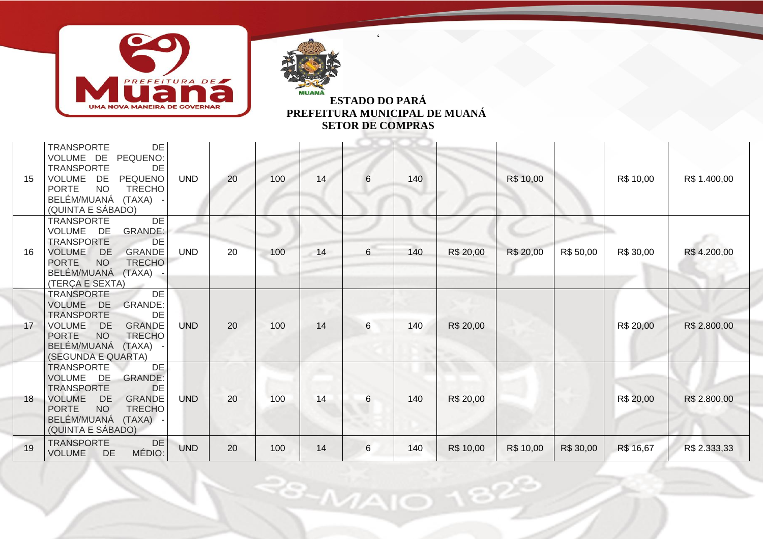|  |  |  |  |  |  |  |  |  |  |  |  |  |
|---|---|---|---|---|---|---|---|---|---|---|---|---|
| 15 | TRANSPORTE DE VOLUME DE PEQUENO: TRANSPORTE DE VOLUME DE PEQUENO PORTE NO TRECHO BELÉM/MUANÁ (TAXA) - (QUINTA E SÁBADO) | UND | 20 | 100 | 14 | 6 | 140 |  | R$ 10,00 |  | R$ 10,00 | R$ 1.400,00 |
| 16 | TRANSPORTE DE VOLUME DE GRANDE: TRANSPORTE DE VOLUME DE GRANDE PORTE NO TRECHO BELÉM/MUANÁ (TAXA) - (TERÇA E SEXTA) | UND | 20 | 100 | 14 | 6 | 140 | R$ 20,00 | R$ 20,00 | R$ 50,00 | R$ 30,00 | R$ 4.200,00 |
| 17 | TRANSPORTE DE VOLUME DE GRANDE: TRANSPORTE DE VOLUME DE GRANDE PORTE NO TRECHO BELÉM/MUANÁ (TAXA) - (SEGUNDA E QUARTA) | UND | 20 | 100 | 14 | 6 | 140 | R$ 20,00 |  |  | R$ 20,00 | R$ 2.800,00 |
| 18 | TRANSPORTE DE VOLUME DE GRANDE: TRANSPORTE DE VOLUME DE GRANDE PORTE NO TRECHO BELÉM/MUANÁ (TAXA) - (QUINTA E SÁBADO) | UND | 20 | 100 | 14 | 6 | 140 | R$ 20,00 |  |  | R$ 20,00 | R$ 2.800,00 |
| 19 | TRANSPORTE DE VOLUME DE MÉDIO: | UND | 20 | 100 | 14 | 6 | 140 | R$ 10,00 | R$ 10,00 | R$ 30,00 | R$ 16,67 | R$ 2.333,33 |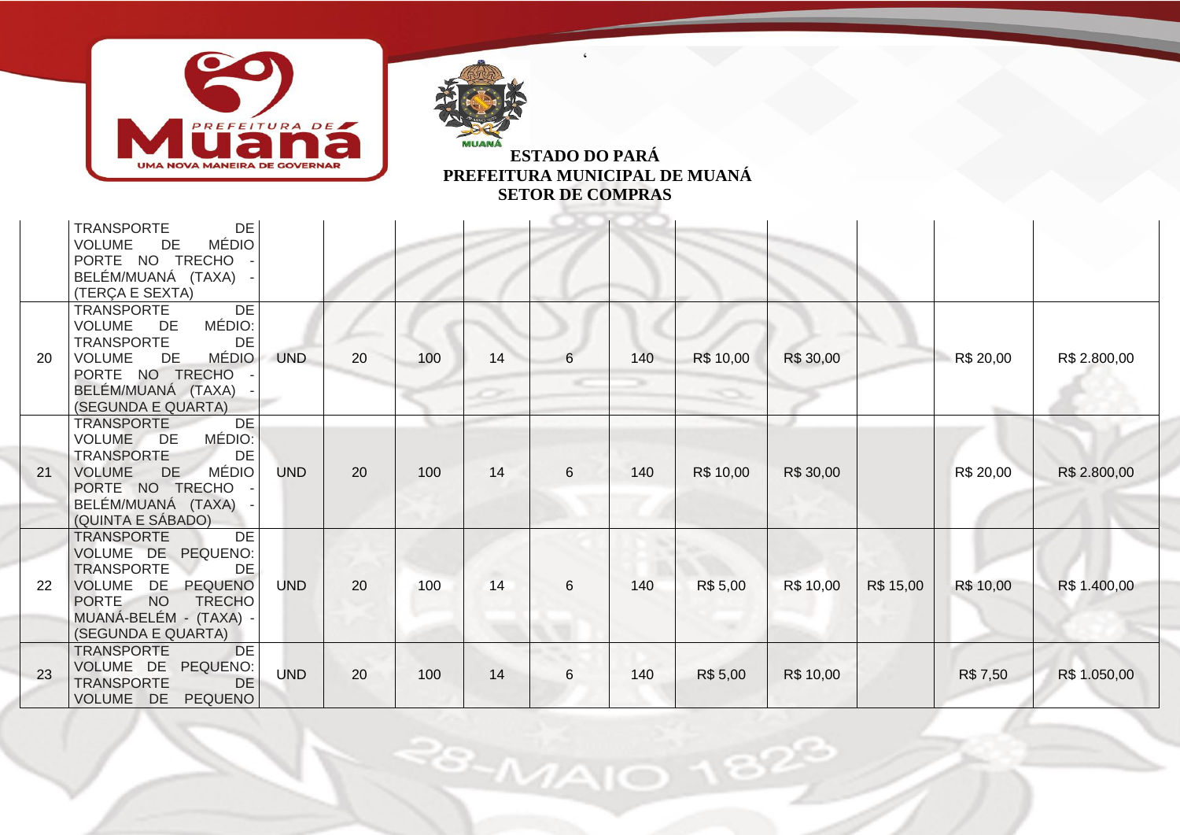ESTADO DO PARÁ
PREFEITURA MUNICIPAL DE MUANÁ
SETOR DE COMPRAS

| | | | | | | | | | | | |
|---|---|---|---|---|---|---|---|---|---|---|---|
| | TRANSPORTE DE VOLUME DE MÉDIO PORTE NO TRECHO - BELÉM/MUANÁ (TAXA) - (TERÇA E SEXTA) | | | | | | | | | | |
| 20 | TRANSPORTE DE VOLUME DE MÉDIO: TRANSPORTE DE VOLUME DE MÉDIO PORTE NO TRECHO - BELÉM/MUANÁ (TAXA) - (SEGUNDA E QUARTA) | UND | 20 | 100 | 14 | 6 | 140 | R$ 10,00 | R$ 30,00 | | R$ 20,00 | R$ 2.800,00 |
| 21 | TRANSPORTE DE VOLUME DE MÉDIO: TRANSPORTE DE VOLUME DE MÉDIO PORTE NO TRECHO - BELÉM/MUANÁ (TAXA) - (QUINTA E SÁBADO) | UND | 20 | 100 | 14 | 6 | 140 | R$ 10,00 | R$ 30,00 | | R$ 20,00 | R$ 2.800,00 |
| 22 | TRANSPORTE DE VOLUME DE PEQUENO: TRANSPORTE DE VOLUME DE PEQUENO PORTE NO TRECHO MUANÁ-BELÉM - (TAXA) - (SEGUNDA E QUARTA) | UND | 20 | 100 | 14 | 6 | 140 | R$ 5,00 | R$ 10,00 | R$ 15,00 | R$ 10,00 | R$ 1.400,00 |
| 23 | TRANSPORTE DE VOLUME DE PEQUENO: TRANSPORTE DE VOLUME DE PEQUENO | UND | 20 | 100 | 14 | 6 | 140 | R$ 5,00 | R$ 10,00 | | R$ 7,50 | R$ 1.050,00 |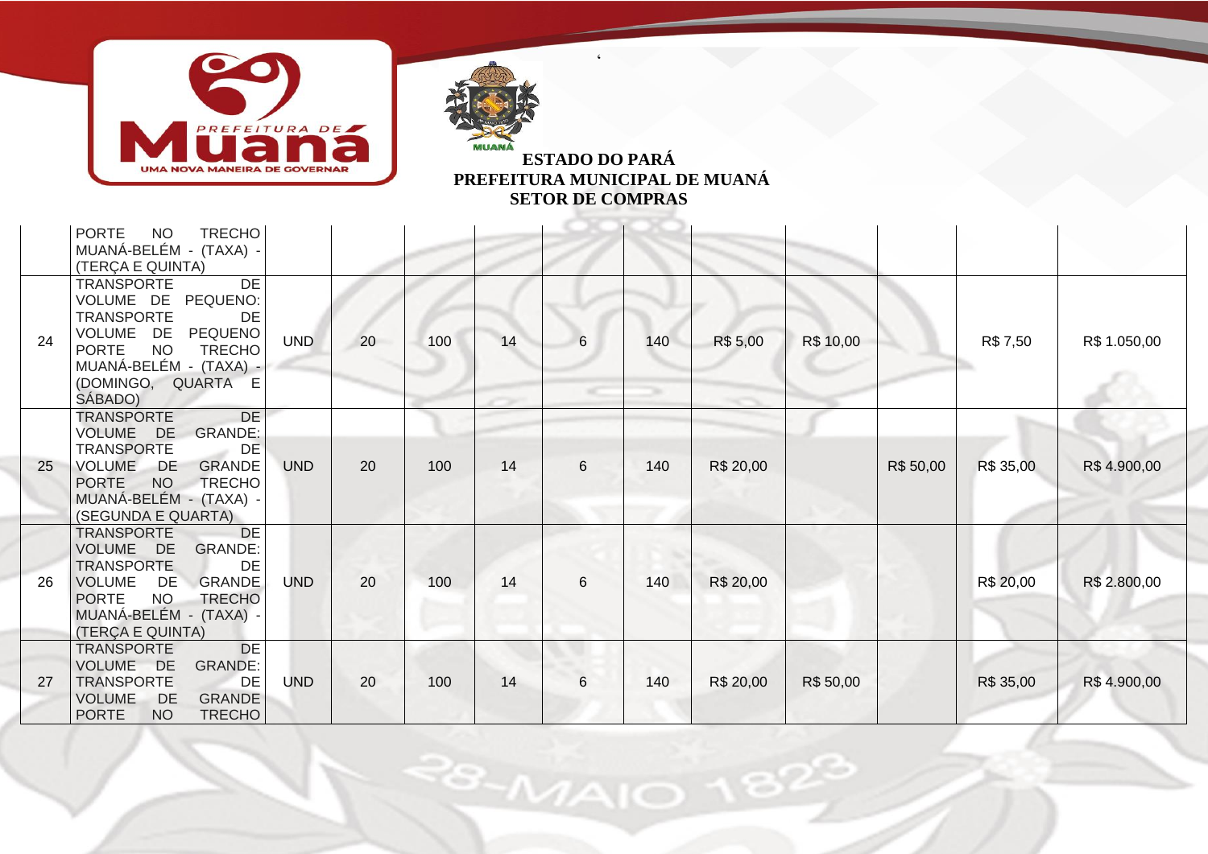| | | | | | | | | | | | | |
|---|---|---|---|---|---|---|---|---|---|---|---|---|
| | PORTE NO TRECHO MUANÁ-BELÉM - (TAXA) - (TERÇA E QUINTA) | | | | | | | | | | | |
| 24 | TRANSPORTE DE VOLUME DE PEQUENO: TRANSPORTE DE VOLUME DE PEQUENO PORTE NO TRECHO MUANÁ-BELÉM - (TAXA) - (DOMINGO, QUARTA E SÁBADO) | UND | 20 | 100 | 14 | 6 | 140 | R$ 5,00 | R$ 10,00 | | R$ 7,50 | R$ 1.050,00 |
| 25 | TRANSPORTE DE VOLUME DE GRANDE: TRANSPORTE DE VOLUME DE GRANDE PORTE NO TRECHO MUANÁ-BELÉM - (TAXA) - (SEGUNDA E QUARTA) | UND | 20 | 100 | 14 | 6 | 140 | R$ 20,00 | | R$ 50,00 | R$ 35,00 | R$ 4.900,00 |
| 26 | TRANSPORTE DE VOLUME DE GRANDE: TRANSPORTE DE VOLUME DE GRANDE PORTE NO TRECHO MUANÁ-BELÉM - (TAXA) - (TERÇA E QUINTA) | UND | 20 | 100 | 14 | 6 | 140 | R$ 20,00 | | | R$ 20,00 | R$ 2.800,00 |
| 27 | TRANSPORTE DE VOLUME DE GRANDE: TRANSPORTE DE VOLUME DE GRANDE PORTE NO TRECHO | UND | 20 | 100 | 14 | 6 | 140 | R$ 20,00 | R$ 50,00 | | R$ 35,00 | R$ 4.900,00 |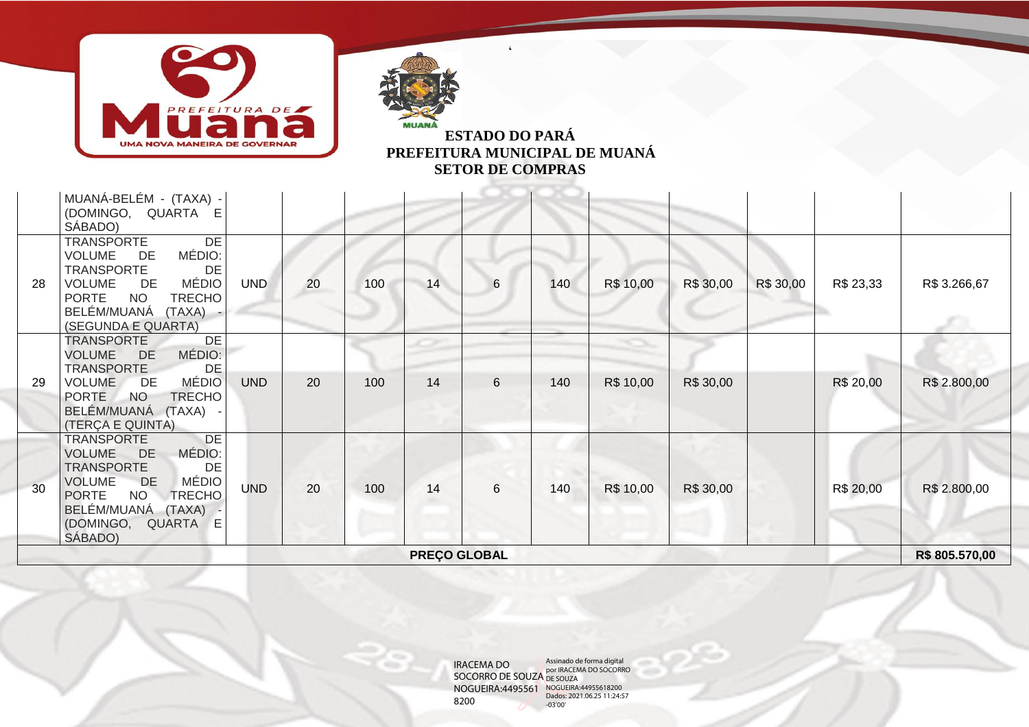**ESTADO DO PARÁ**
**PREFEITURA MUNICIPAL DE MUANÁ**
**SETOR DE COMPRAS**

| | | | | | | | | | | | | |
|---|---|---|---|---|---|---|---|---|---|---|---|---|
| | MUANÁ-BELÉM - (TAXA) - (DOMINGO, QUARTA E SÁBADO) | | | | | | | | | | | |
| 28 | TRANSPORTE DE VOLUME DE MÉDIO: TRANSPORTE DE VOLUME DE MÉDIO PORTE NO TRECHO BELÉM/MUANÁ (TAXA) - (SEGUNDA E QUARTA) | UND | 20 | 100 | 14 | 6 | 140 | R$ 10,00 | R$ 30,00 | R$ 30,00 | R$ 23,33 | R$ 3.266,67 |
| 29 | TRANSPORTE DE VOLUME DE MÉDIO: TRANSPORTE DE VOLUME DE MÉDIO PORTE NO TRECHO BELÉM/MUANÁ (TAXA) - (TERÇA E QUINTA) | UND | 20 | 100 | 14 | 6 | 140 | R$ 10,00 | R$ 30,00 | | R$ 20,00 | R$ 2.800,00 |
| 30 | TRANSPORTE DE VOLUME DE MÉDIO: TRANSPORTE DE VOLUME DE MÉDIO PORTE NO TRECHO BELÉM/MUANÁ (TAXA) - (DOMINGO, QUARTA E SÁBADO) | UND | 20 | 100 | 14 | 6 | 140 | R$ 10,00 | R$ 30,00 | | R$ 20,00 | R$ 2.800,00 |
| **PREÇO GLOBAL** | | | | | | | | | | | | **R$ 805.570,00** |

IRACEMA DO SOCORRO DE SOUZA NOGUEIRA:44955618200

Assinado de forma digital por IRACEMA DO SOCORRO DE SOUZA NOGUEIRA:44955618200
Dados: 2021.06.25 11:24:57 -03'00'